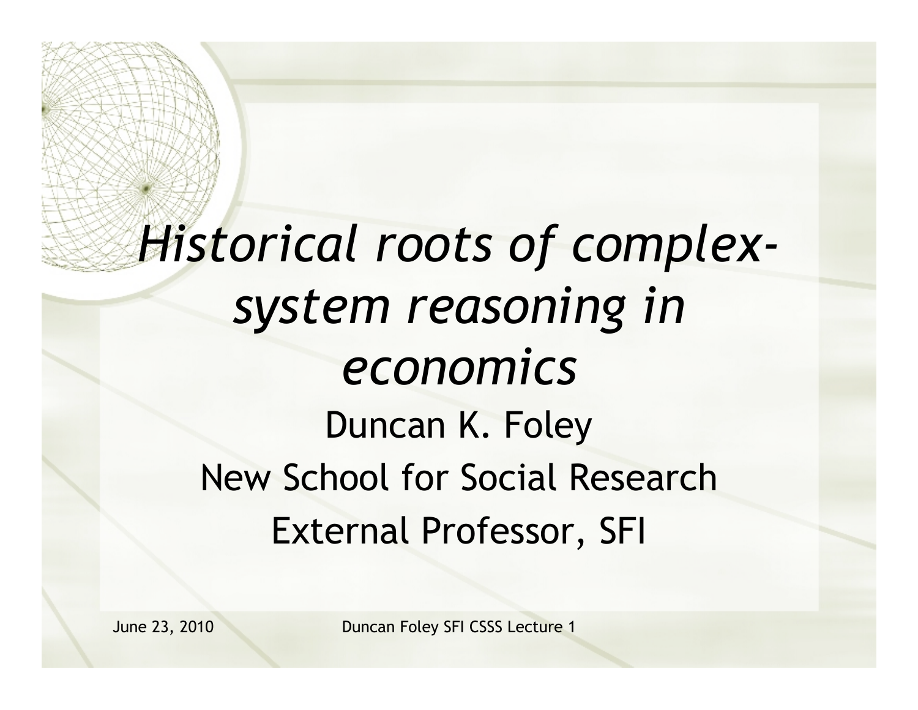# *Historical roots of complex-system reasoning in economics*

Duncan K. Foley

New School for Social Research

External Professor, SFI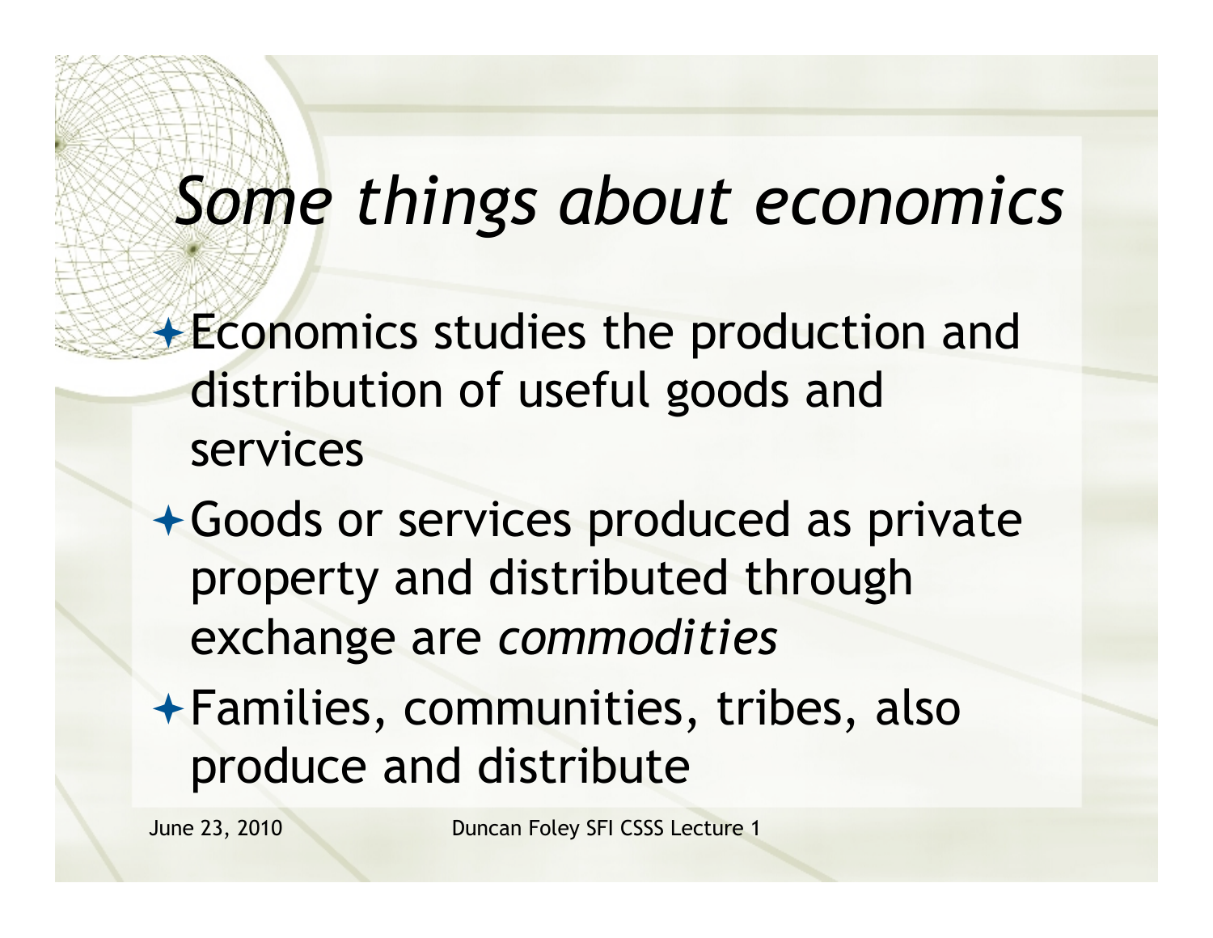# *Some things about economics*

- Economics studies the production and distribution of useful goods and services
- Goods or services produced as private property and distributed through exchange are *commodities*
- Families, communities, tribes, also produce and distribute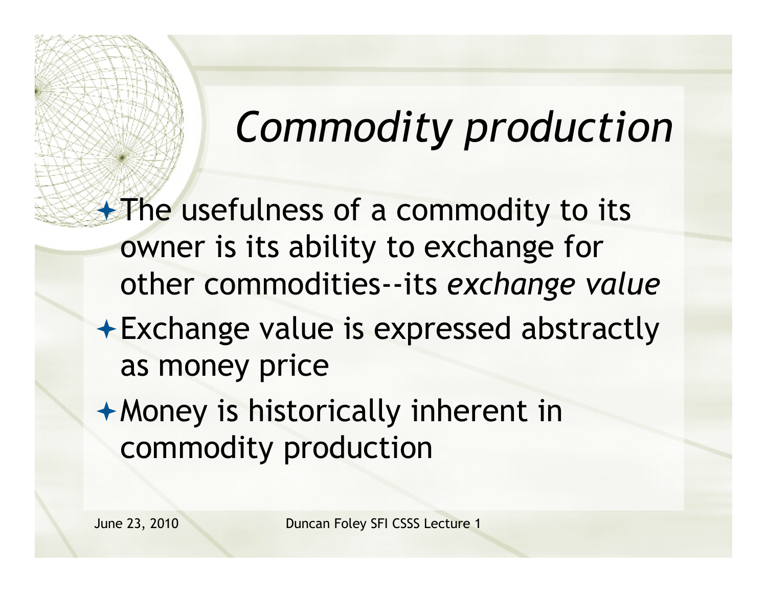# *Commodity production*

- The usefulness of a commodity to its owner is its ability to exchange for other commodities--its *exchange value*
- Exchange value is expressed abstractly as money price
- Money is historically inherent in commodity production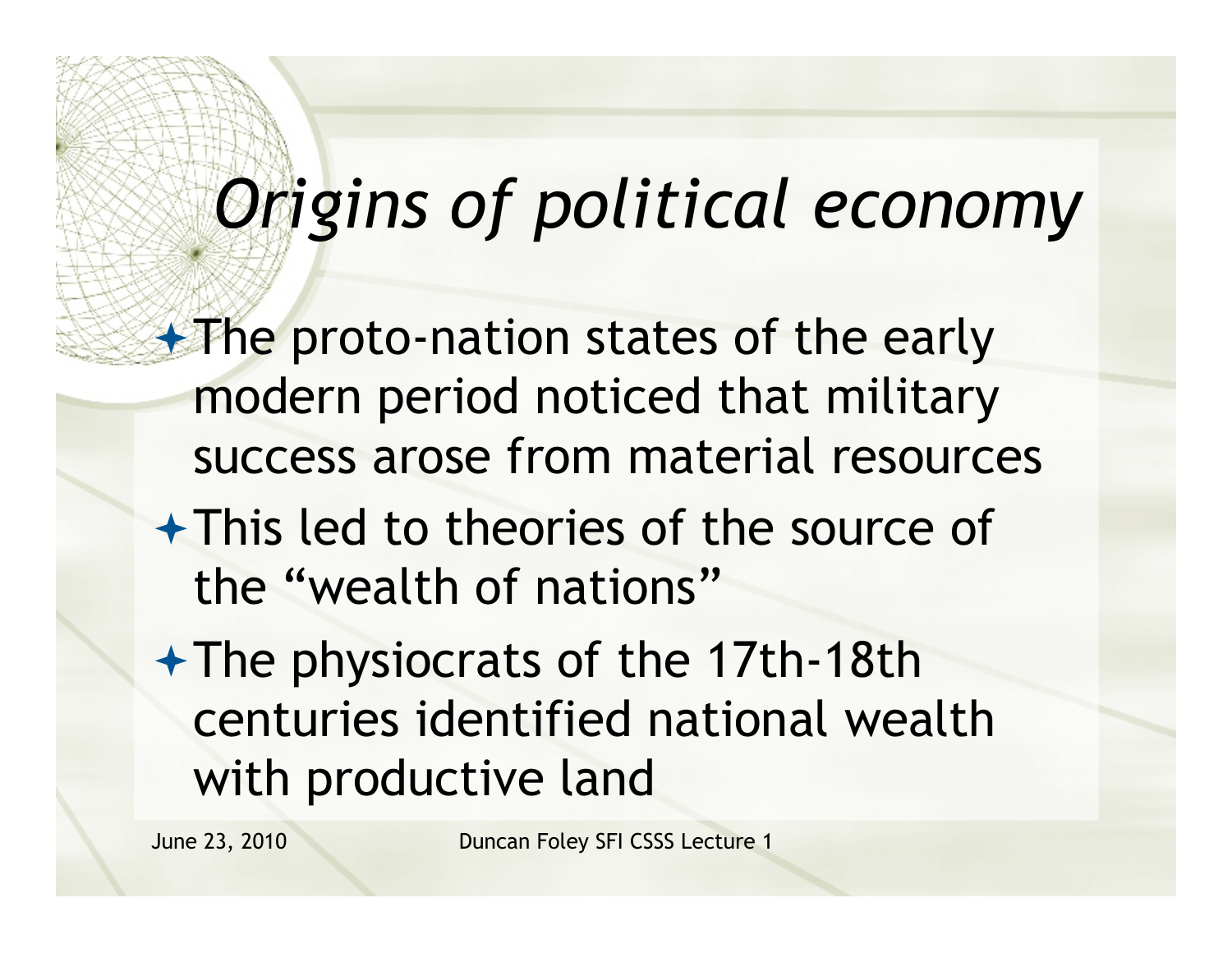# *Origins of political economy*

- The proto-nation states of the early modern period noticed that military success arose from material resources
- This led to theories of the source of the "wealth of nations"
- The physiocrats of the 17th-18th centuries identified national wealth with productive land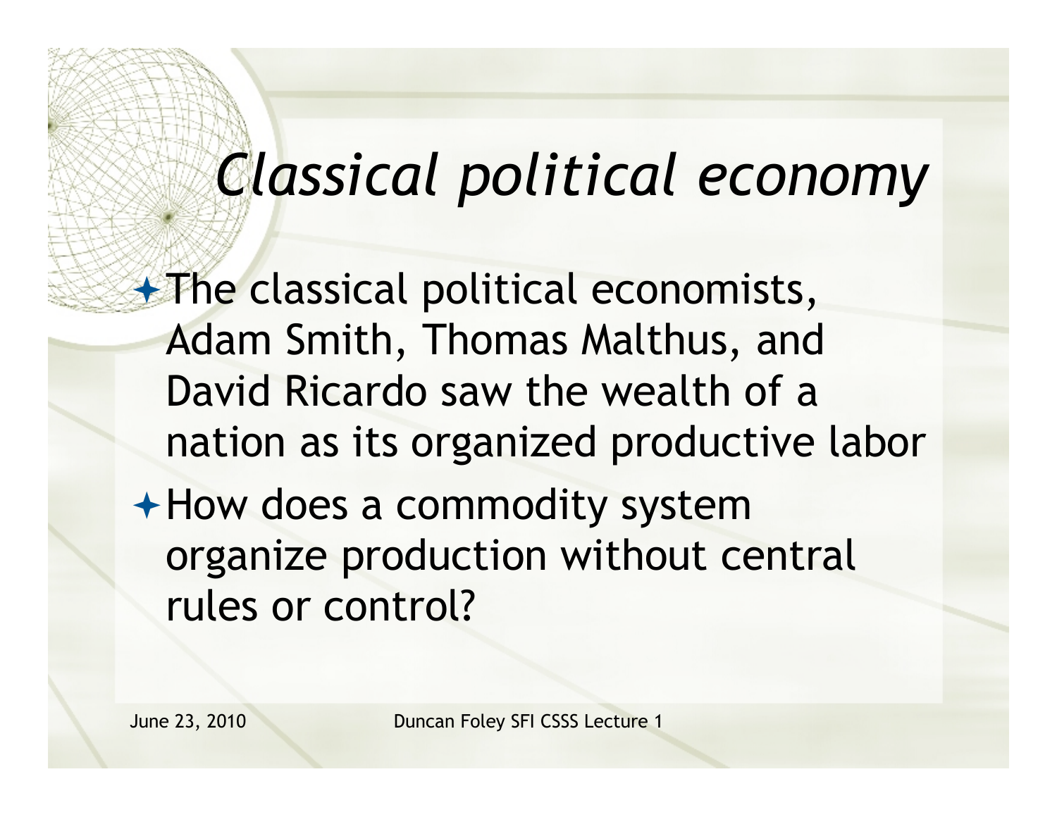# *Classical political economy*

- The classical political economists, Adam Smith, Thomas Malthus, and David Ricardo saw the wealth of a nation as its organized productive labor
- How does a commodity system organize production without central rules or control?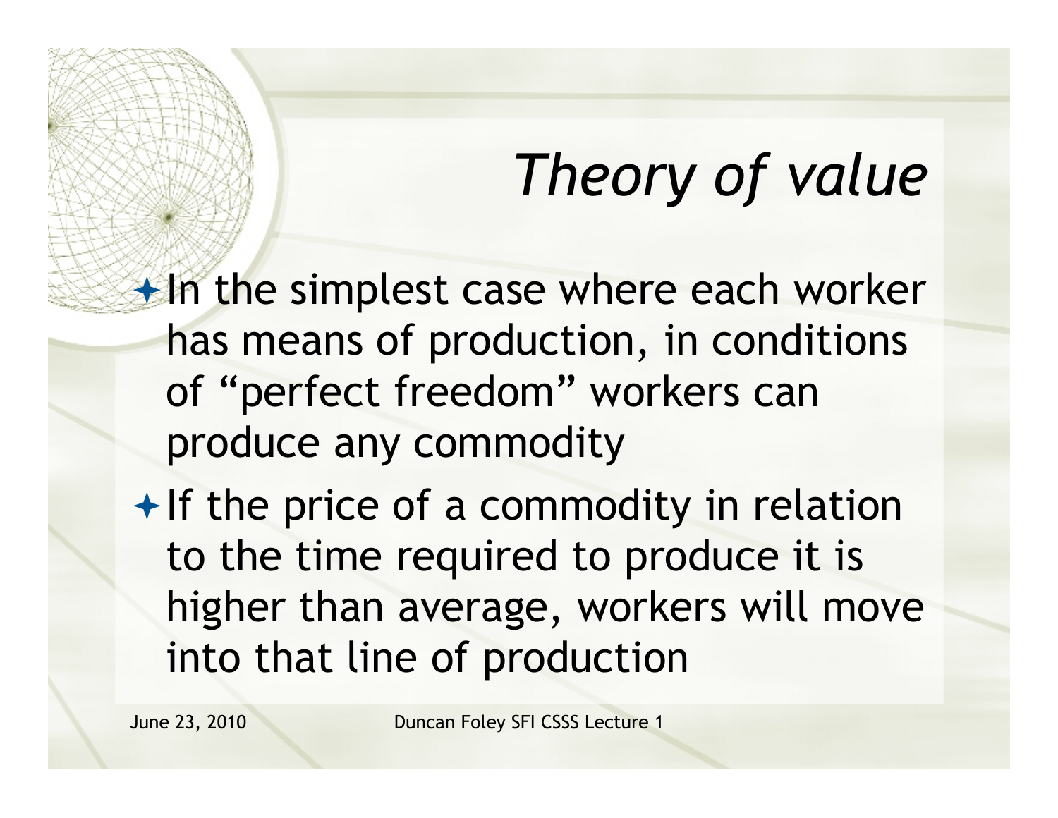# *Theory of value*

- In the simplest case where each worker has means of production, in conditions of "perfect freedom" workers can produce any commodity
- If the price of a commodity in relation to the time required to produce it is higher than average, workers will move into that line of production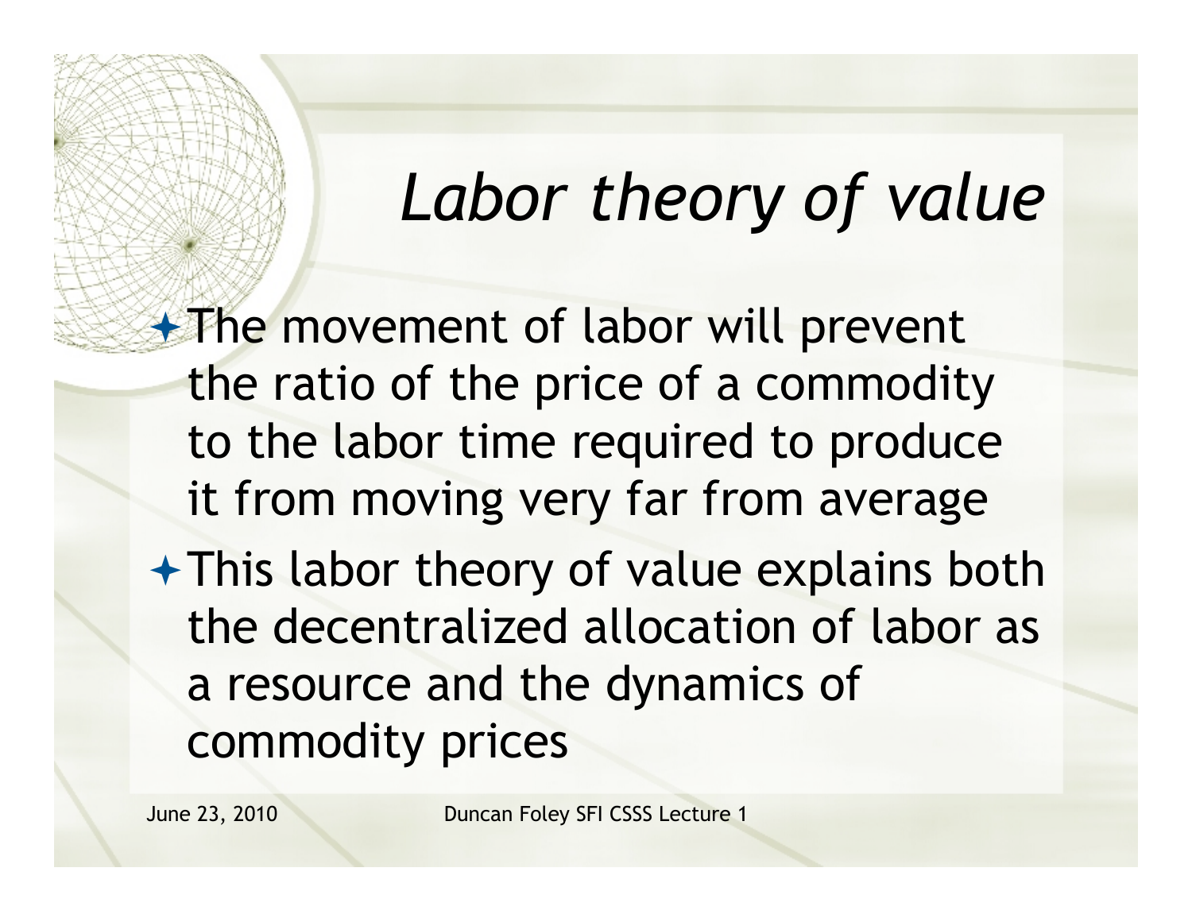# *Labor theory of value*

- The movement of labor will prevent the ratio of the price of a commodity to the labor time required to produce it from moving very far from average
- This labor theory of value explains both the decentralized allocation of labor as a resource and the dynamics of commodity prices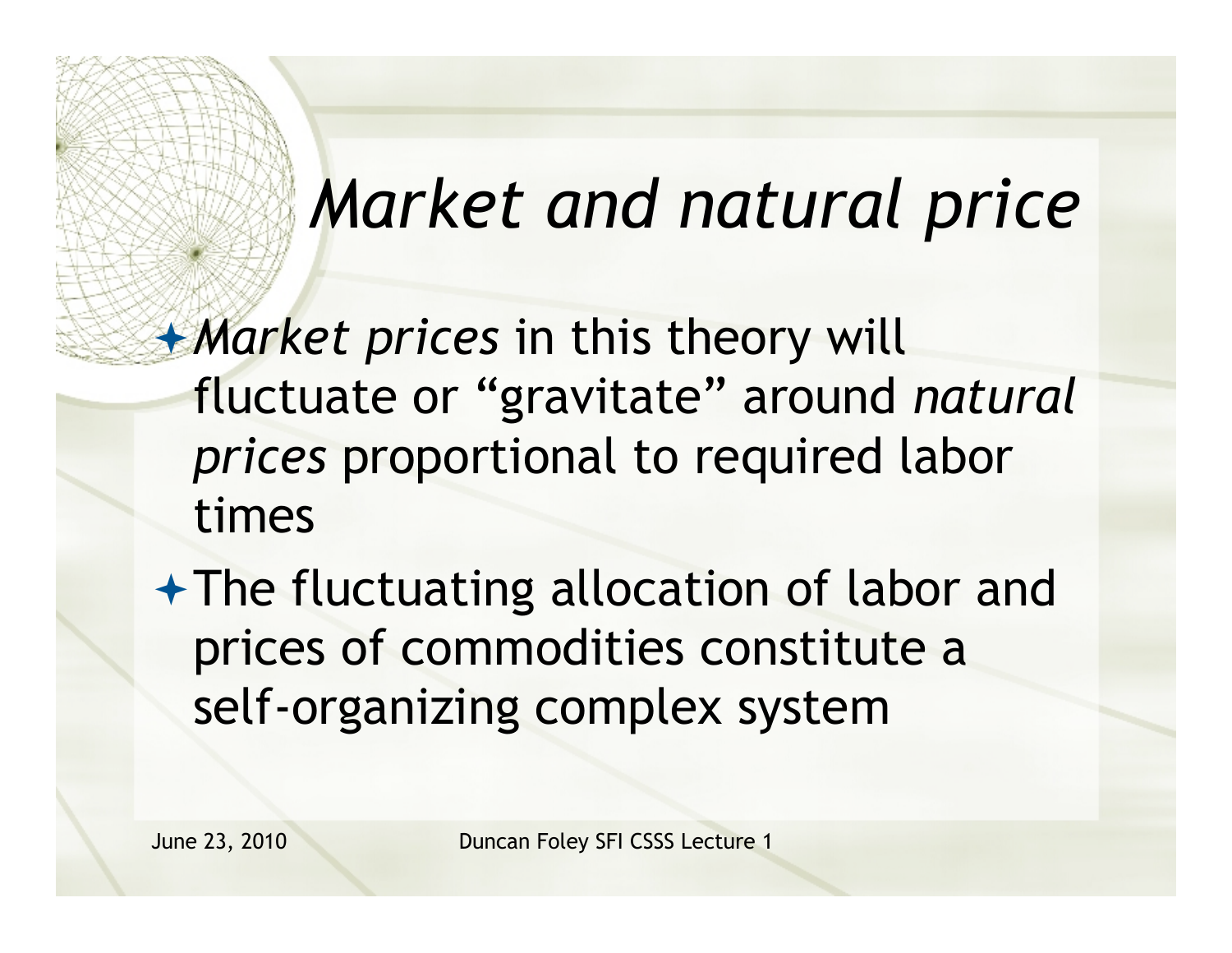# *Market and natural price*

- *Market prices* in this theory will fluctuate or "gravitate" around *natural prices* proportional to required labor times
- The fluctuating allocation of labor and prices of commodities constitute a self-organizing complex system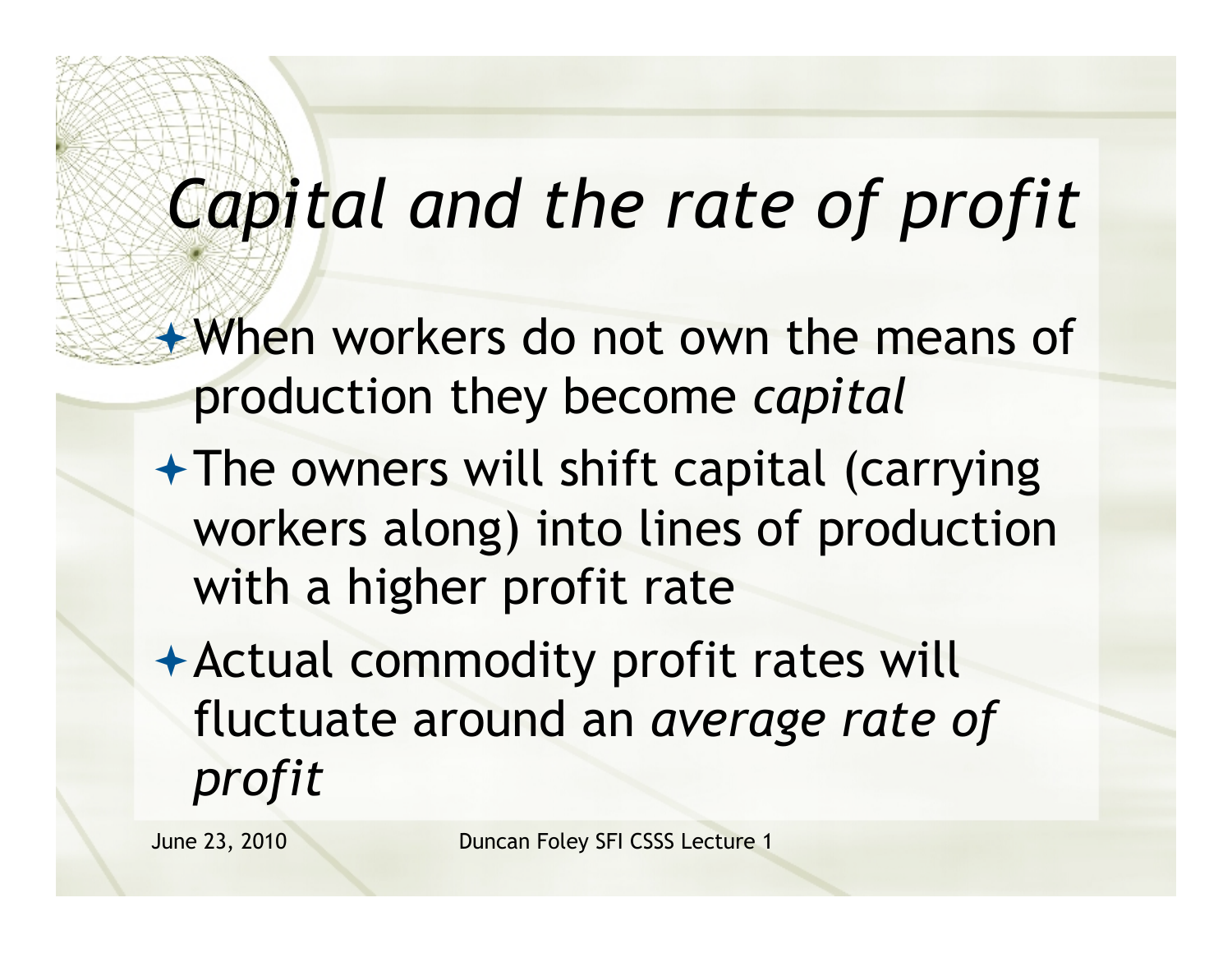# *Capital and the rate of profit*

- When workers do not own the means of production they become *capital*
- The owners will shift capital (carrying workers along) into lines of production with a higher profit rate
- Actual commodity profit rates will fluctuate around an *average rate of profit*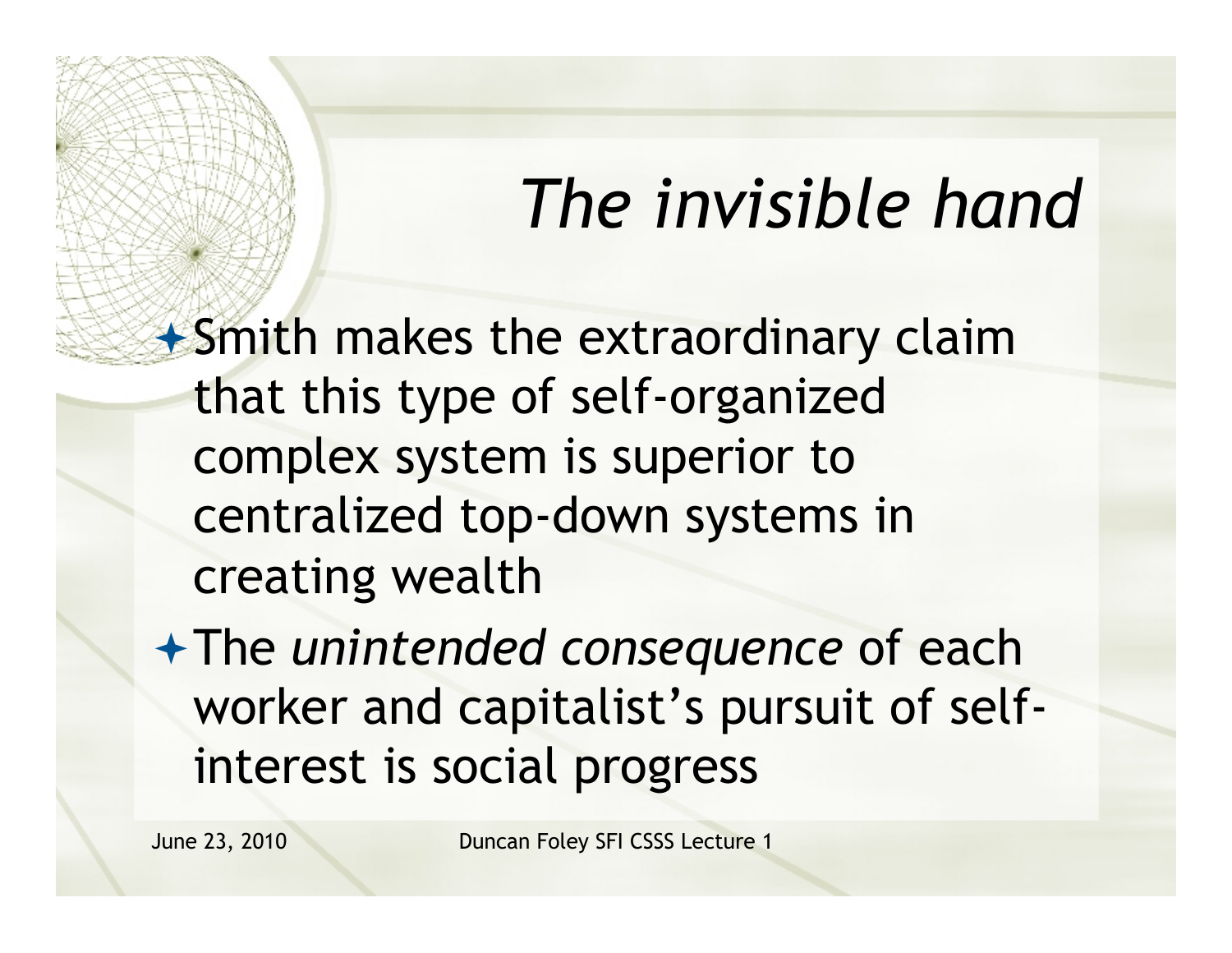# *The invisible hand*

- Smith makes the extraordinary claim that this type of self-organized complex system is superior to centralized top-down systems in creating wealth
- The *unintended consequence* of each worker and capitalist's pursuit of self-interest is social progress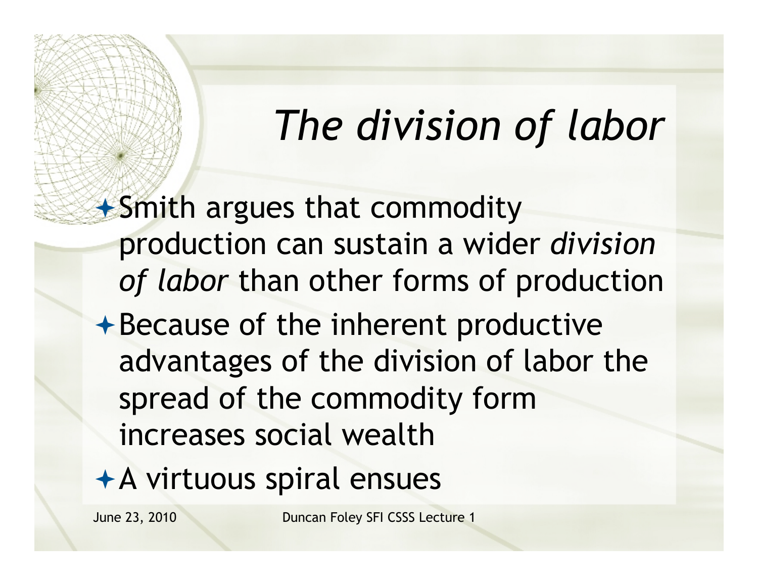# *The division of labor*

- Smith argues that commodity production can sustain a wider *division of labor* than other forms of production
- Because of the inherent productive advantages of the division of labor the spread of the commodity form increases social wealth
- A virtuous spiral ensues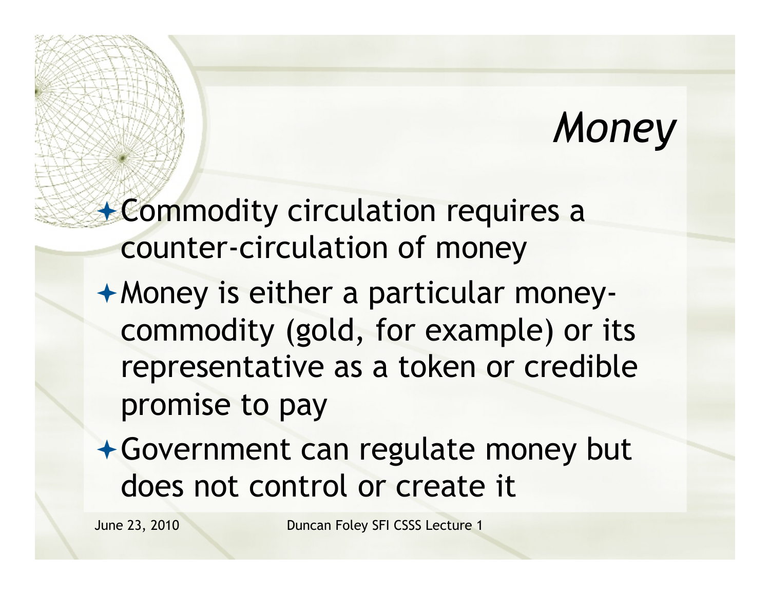# *Money*

- Commodity circulation requires a counter-circulation of money
- Money is either a particular money-commodity (gold, for example) or its representative as a token or credible promise to pay
- Government can regulate money but does not control or create it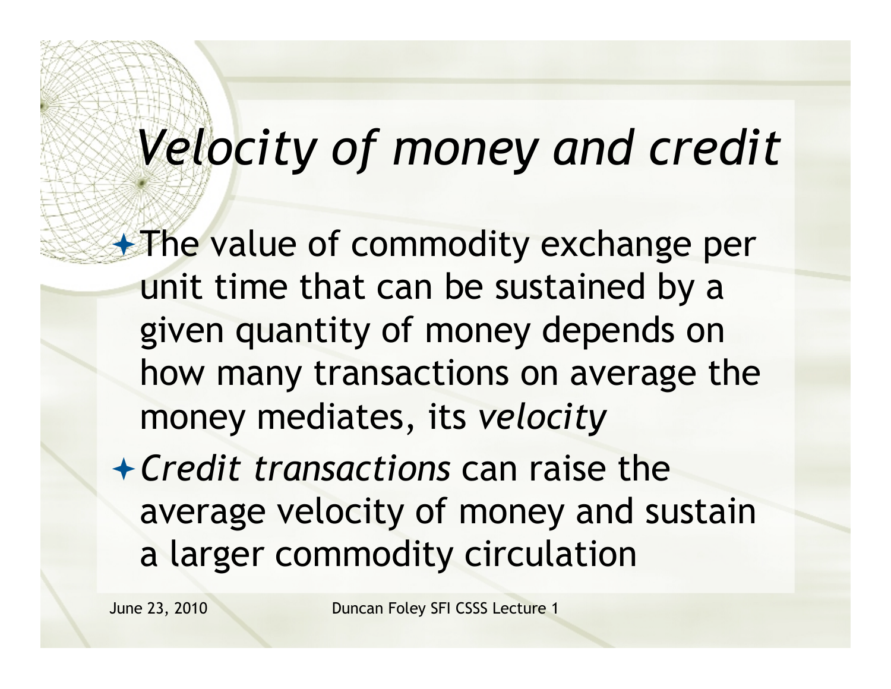# *Velocity of money and credit*

- The value of commodity exchange per unit time that can be sustained by a given quantity of money depends on how many transactions on average the money mediates, its *velocity*
- *Credit transactions* can raise the average velocity of money and sustain a larger commodity circulation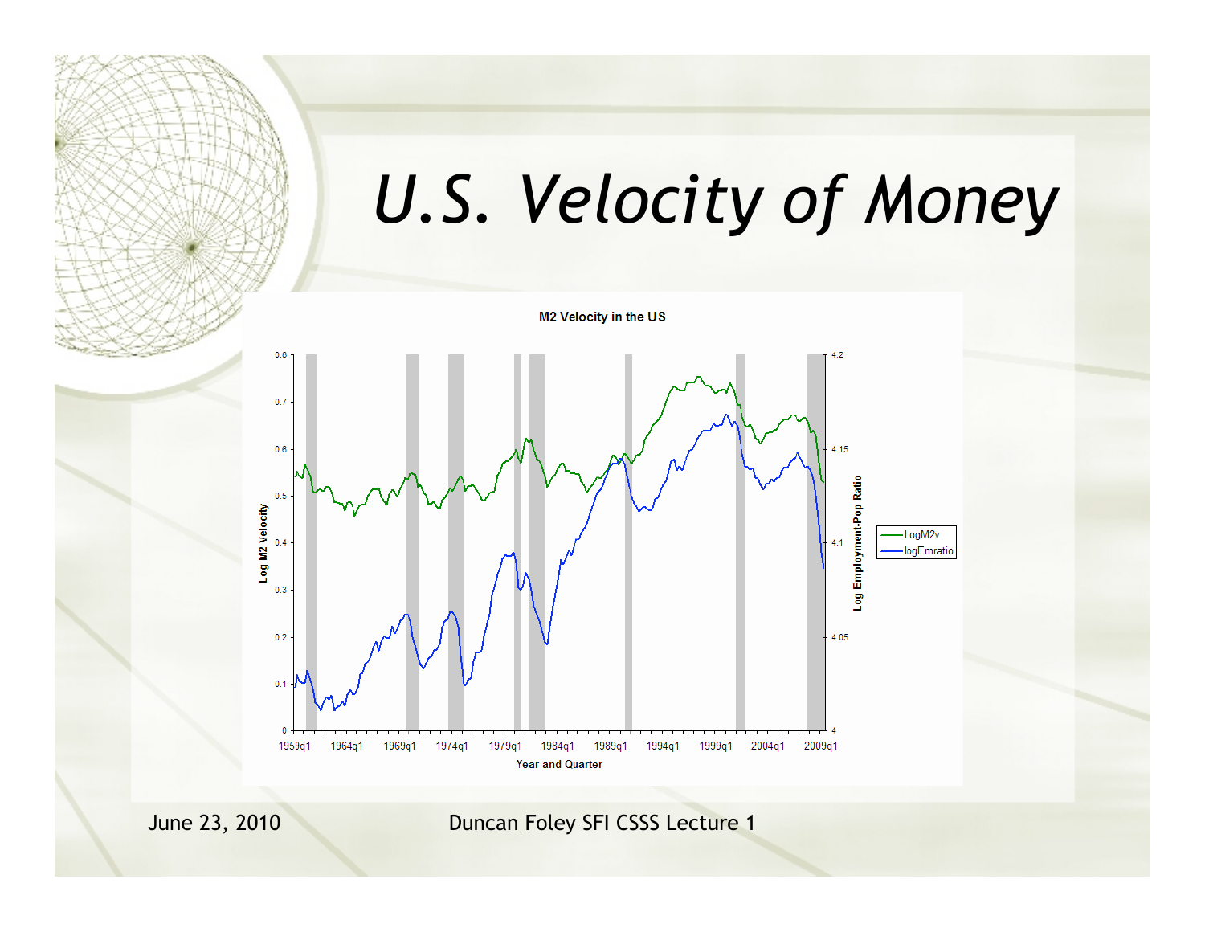# U.S. Velocity of Money

**M2 Velocity in the US**

Log M2 Velocity (left axis, 0 to 0.8); Log Employment-Pop Ratio (right axis, 4 to 4.2); Year and Quarter (1959q1 – 2009q1)

Legend: LogM2v, logEmratio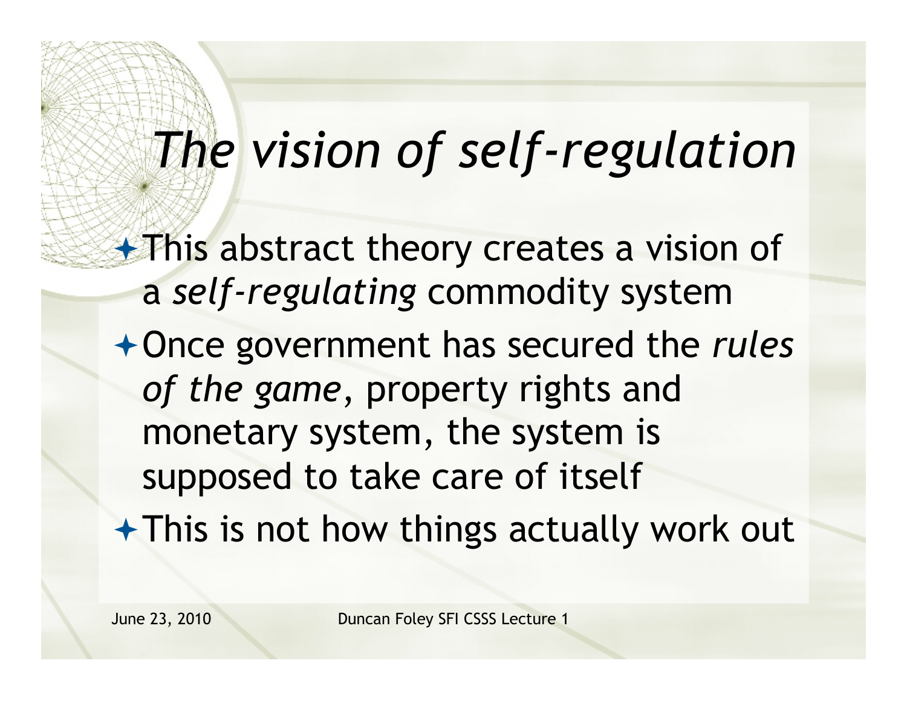# *The vision of self-regulation*

- This abstract theory creates a vision of a *self-regulating* commodity system
- Once government has secured the *rules of the game*, property rights and monetary system, the system is supposed to take care of itself
- This is not how things actually work out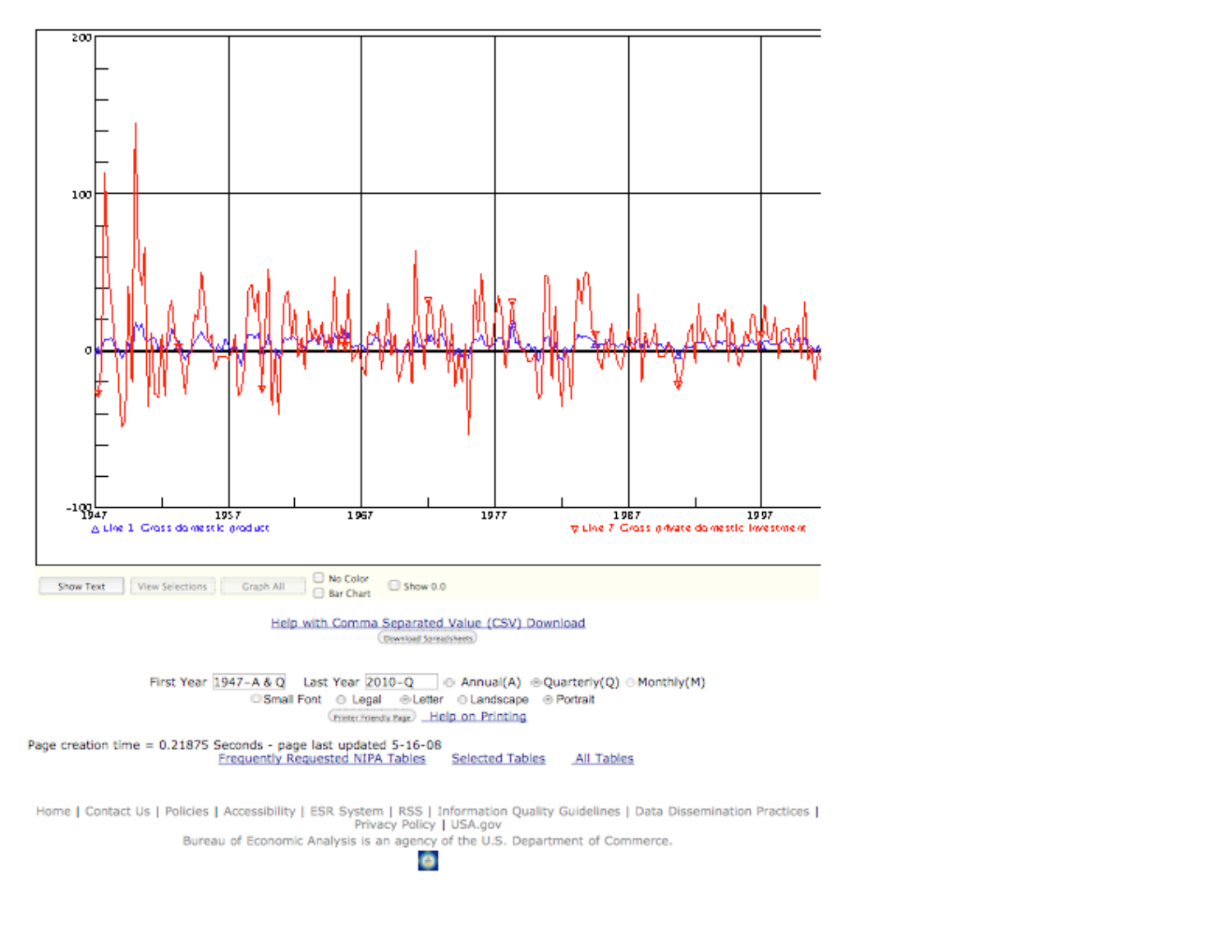200

100

0

-100

1947 | 1957 | 1967 | 1977 | 1987 | 1997

△ Line 1 Gross domestic product

▽ Line 7 Gross private domestic investment

Show Text | View Selections | Graph All | No Color | Bar Chart | Show 0.0

[Help with Comma Separated Value (CSV) Download](#)

Download Spreadsheets

First Year 1947-A & Q   Last Year 2010-Q   Annual(A)   Quarterly(Q)   Monthly(M)

Small Font   Legal   Letter   Landscape   Portrait

Printer Friendly Page   [Help on Printing](#)

Page creation time = 0.21875 Seconds - page last updated 5-16-08

[Frequently Requested NIPA Tables](#)   [Selected Tables](#)   [All Tables](#)

Home | Contact Us | Policies | Accessibility | ESR System | RSS | Information Quality Guidelines | Data Dissemination Practices | Privacy Policy | USA.gov

Bureau of Economic Analysis is an agency of the U.S. Department of Commerce.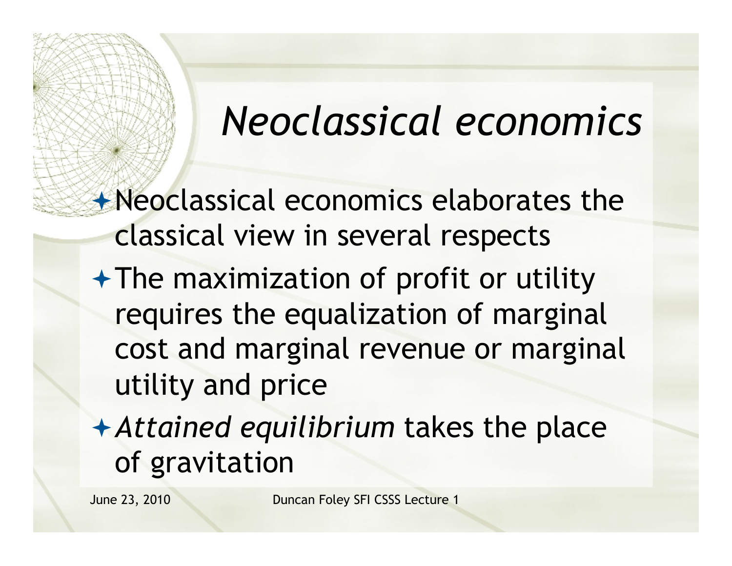# *Neoclassical economics*

- Neoclassical economics elaborates the classical view in several respects
- The maximization of profit or utility requires the equalization of marginal cost and marginal revenue or marginal utility and price
- *Attained equilibrium* takes the place of gravitation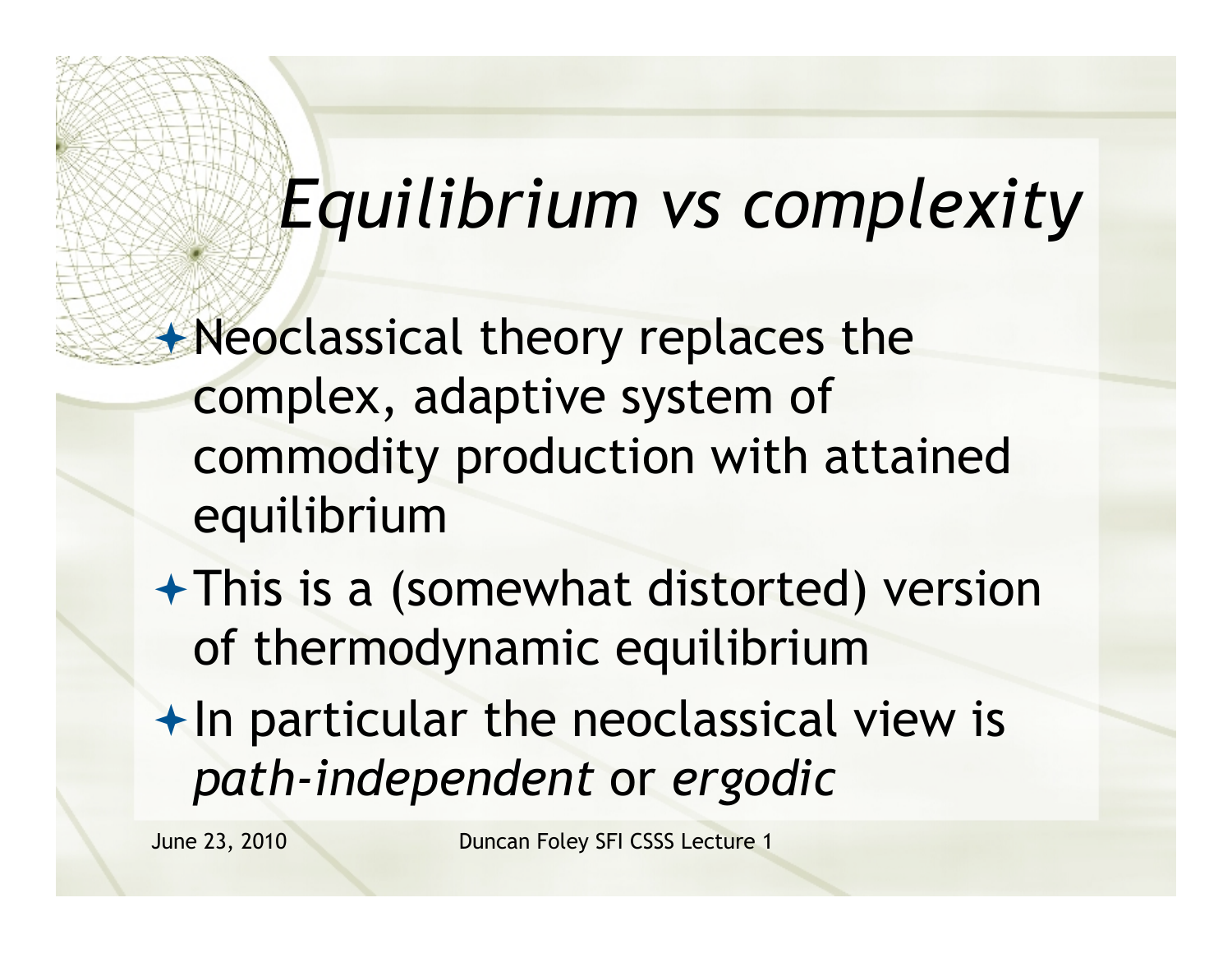# *Equilibrium vs complexity*

- Neoclassical theory replaces the complex, adaptive system of commodity production with attained equilibrium
- This is a (somewhat distorted) version of thermodynamic equilibrium
- In particular the neoclassical view is *path-independent* or *ergodic*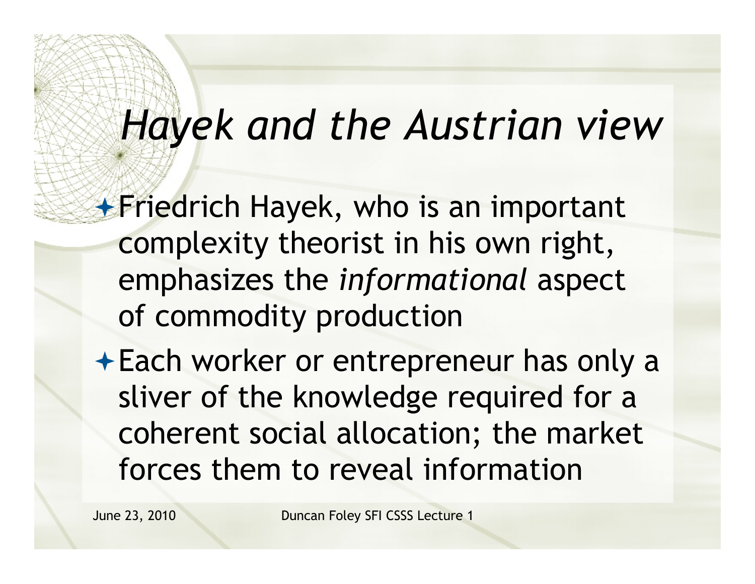# *Hayek and the Austrian view*

- Friedrich Hayek, who is an important complexity theorist in his own right, emphasizes the *informational* aspect of commodity production
- Each worker or entrepreneur has only a sliver of the knowledge required for a coherent social allocation; the market forces them to reveal information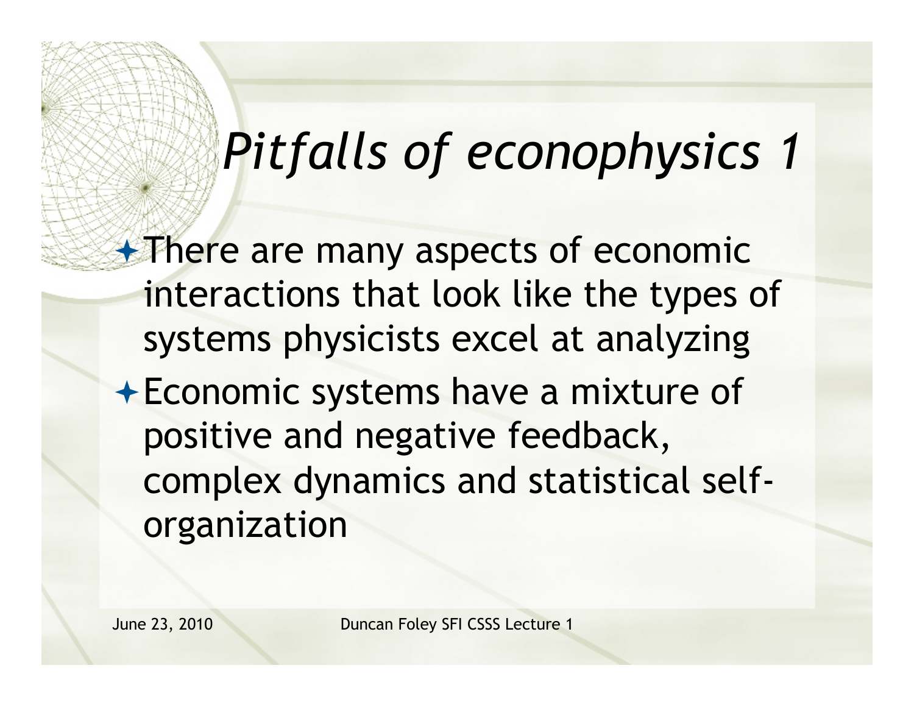# *Pitfalls of econophysics 1*

- There are many aspects of economic interactions that look like the types of systems physicists excel at analyzing
- Economic systems have a mixture of positive and negative feedback, complex dynamics and statistical self-organization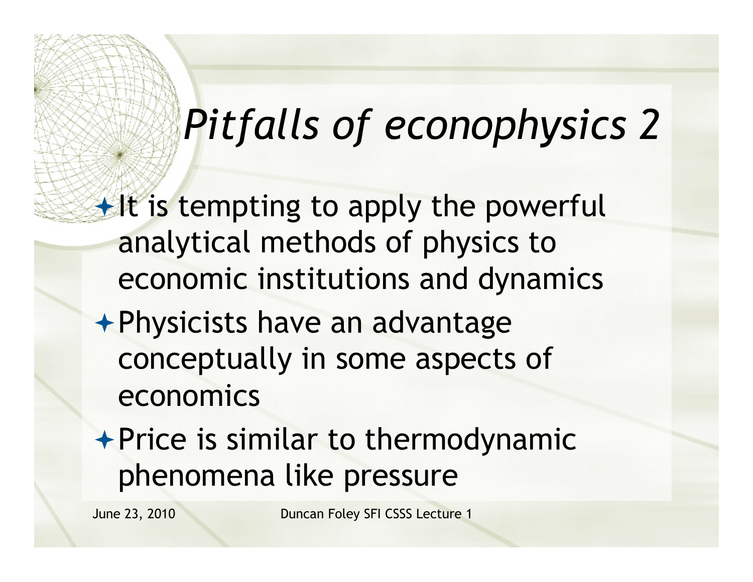# *Pitfalls of econophysics 2*

- It is tempting to apply the powerful analytical methods of physics to economic institutions and dynamics
- Physicists have an advantage conceptually in some aspects of economics
- Price is similar to thermodynamic phenomena like pressure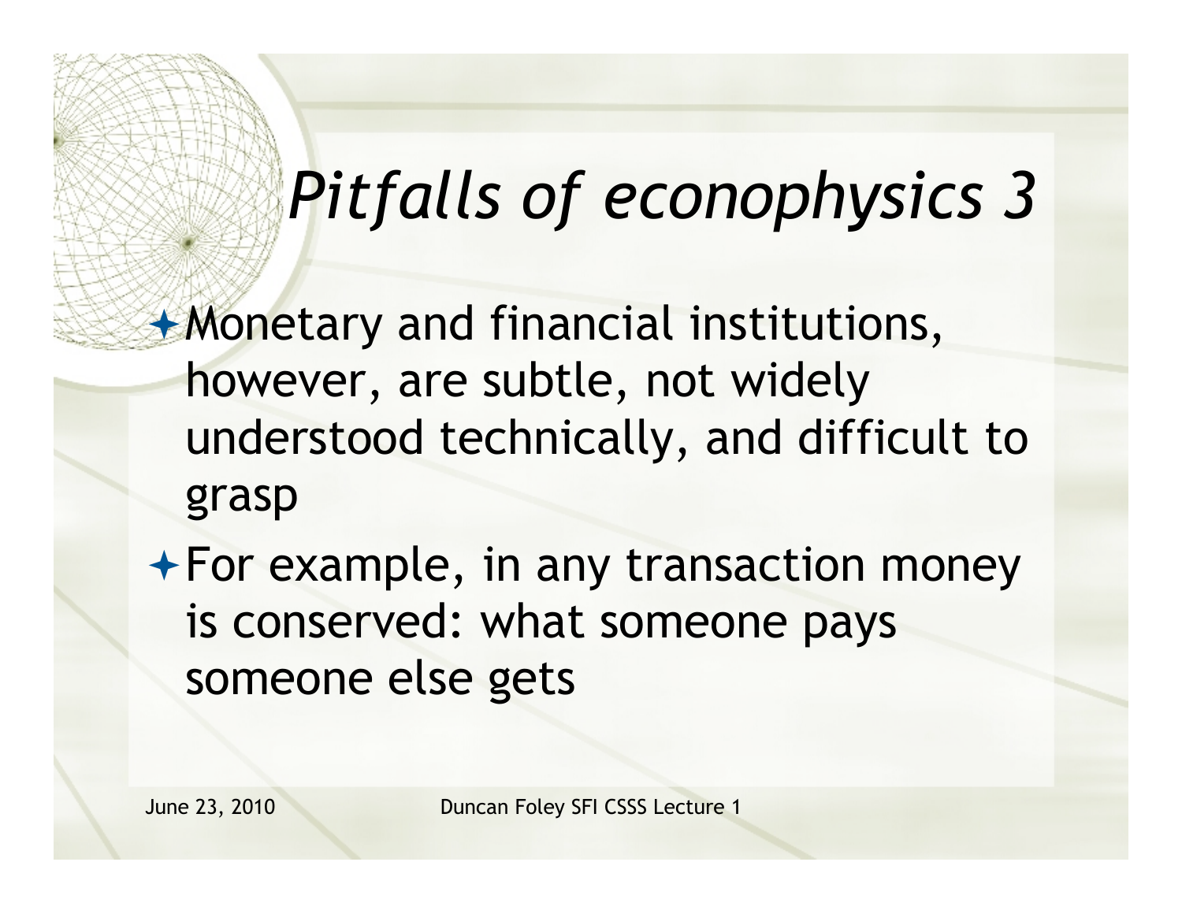# *Pitfalls of econophysics 3*

- Monetary and financial institutions, however, are subtle, not widely understood technically, and difficult to grasp
- For example, in any transaction money is conserved: what someone pays someone else gets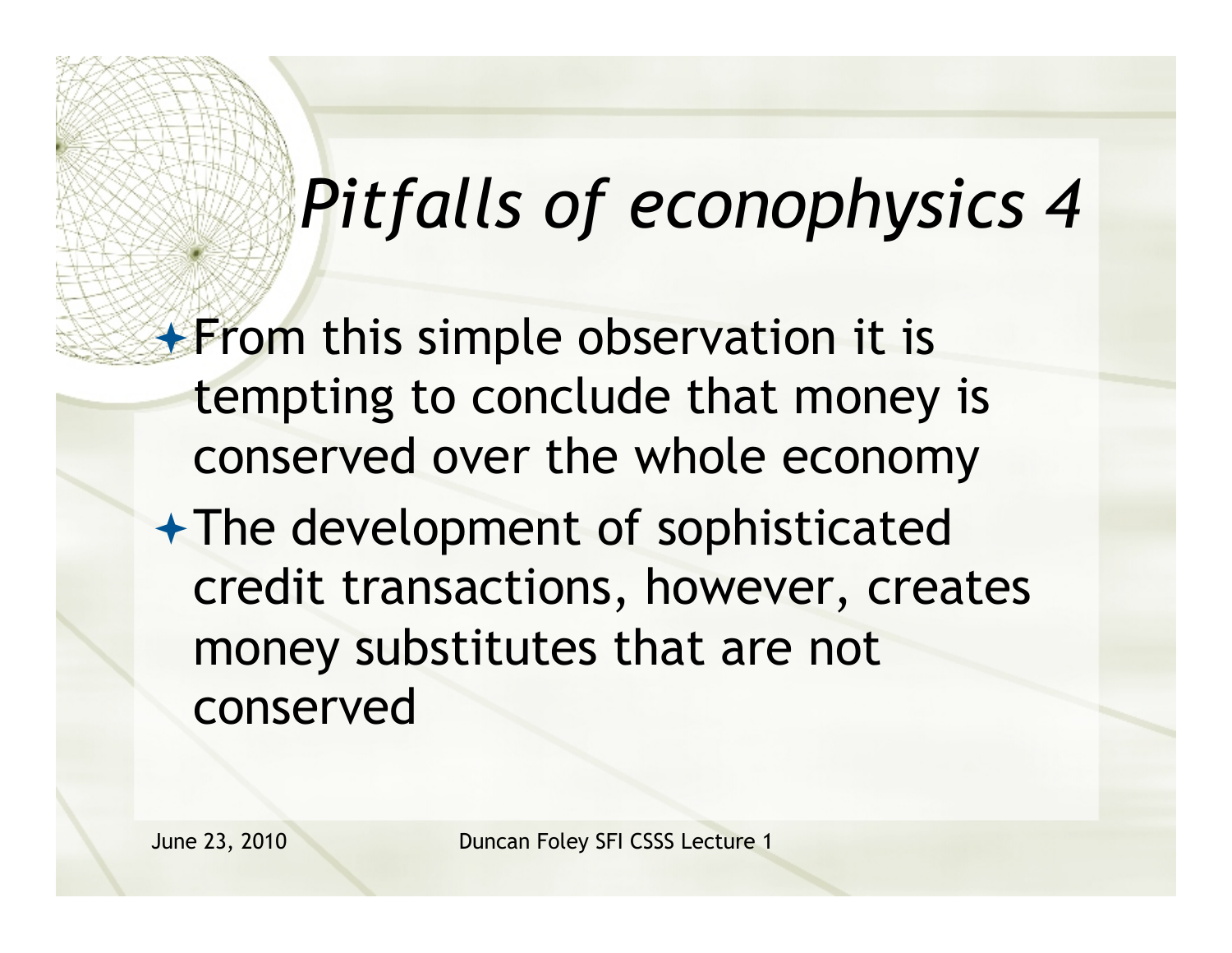# *Pitfalls of econophysics 4*

- From this simple observation it is tempting to conclude that money is conserved over the whole economy
- The development of sophisticated credit transactions, however, creates money substitutes that are not conserved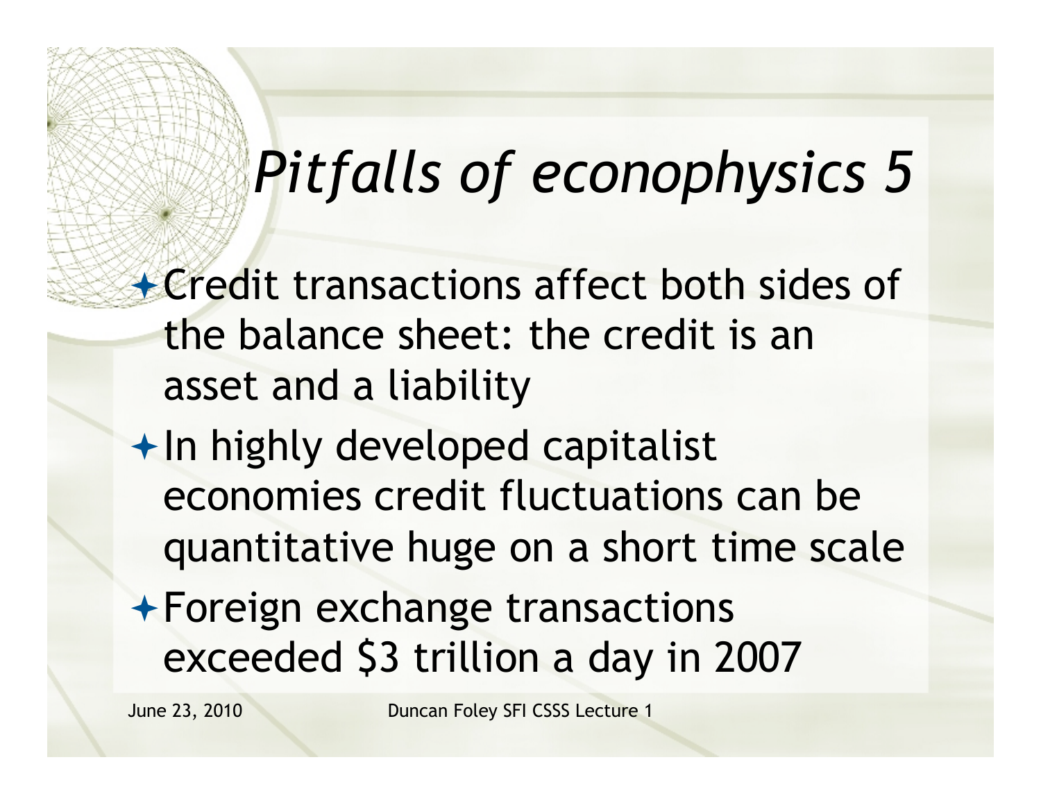# *Pitfalls of econophysics 5*

- Credit transactions affect both sides of the balance sheet: the credit is an asset and a liability
- In highly developed capitalist economies credit fluctuations can be quantitative huge on a short time scale
- Foreign exchange transactions exceeded $3 trillion a day in 2007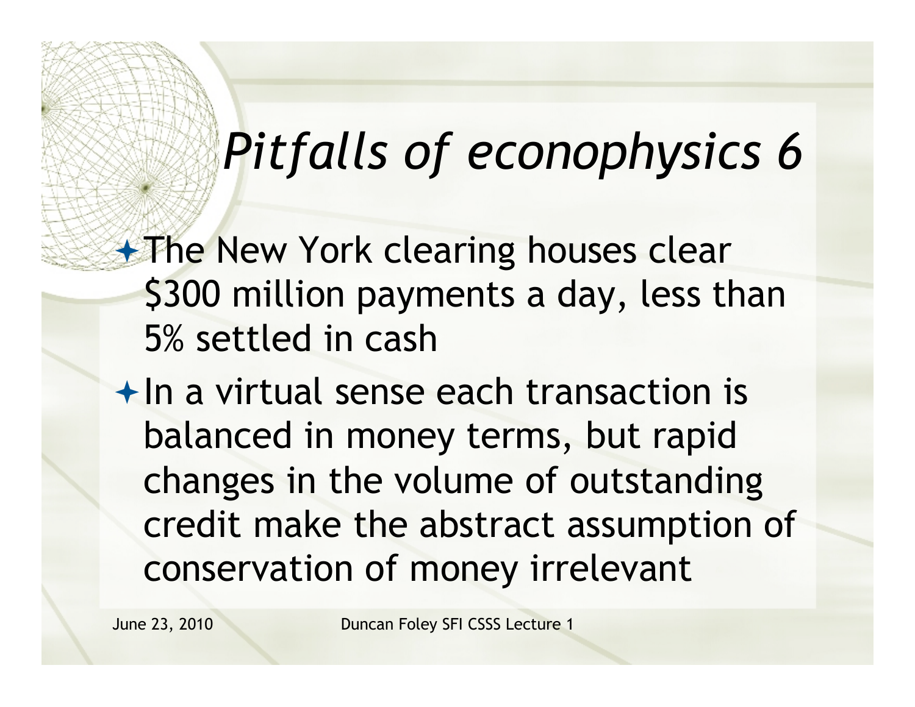# *Pitfalls of econophysics 6*

- The New York clearing houses clear $300 million payments a day, less than 5% settled in cash
- In a virtual sense each transaction is balanced in money terms, but rapid changes in the volume of outstanding credit make the abstract assumption of conservation of money irrelevant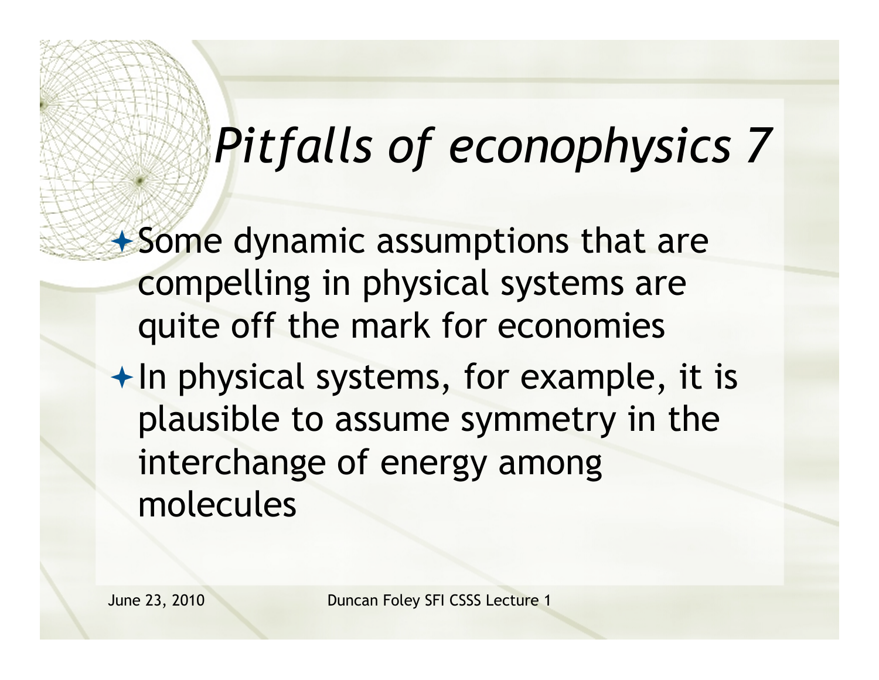# *Pitfalls of econophysics 7*

- Some dynamic assumptions that are compelling in physical systems are quite off the mark for economies
- In physical systems, for example, it is plausible to assume symmetry in the interchange of energy among molecules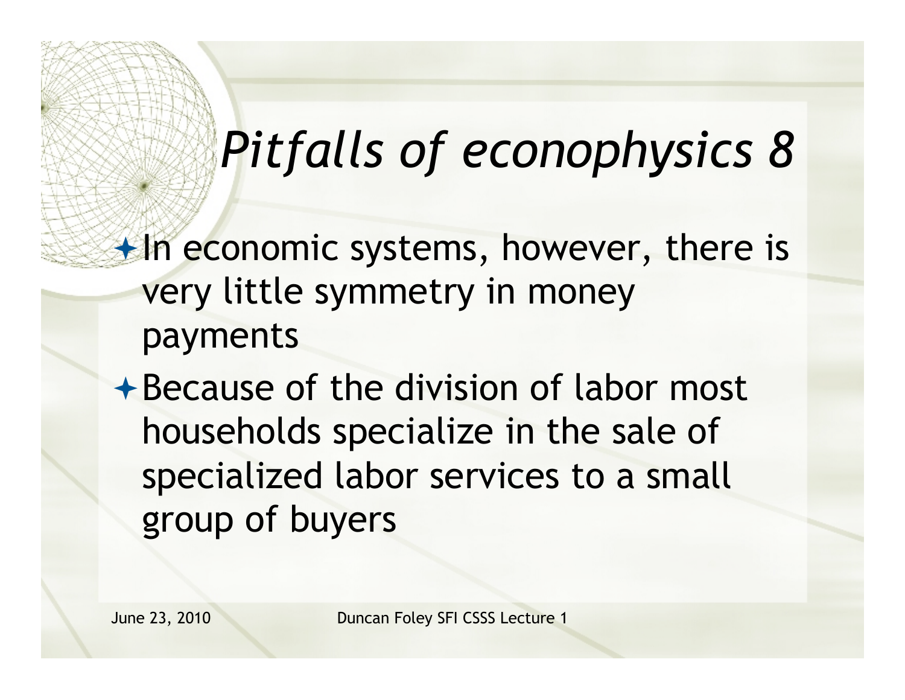# *Pitfalls of econophysics 8*

- In economic systems, however, there is very little symmetry in money payments
- Because of the division of labor most households specialize in the sale of specialized labor services to a small group of buyers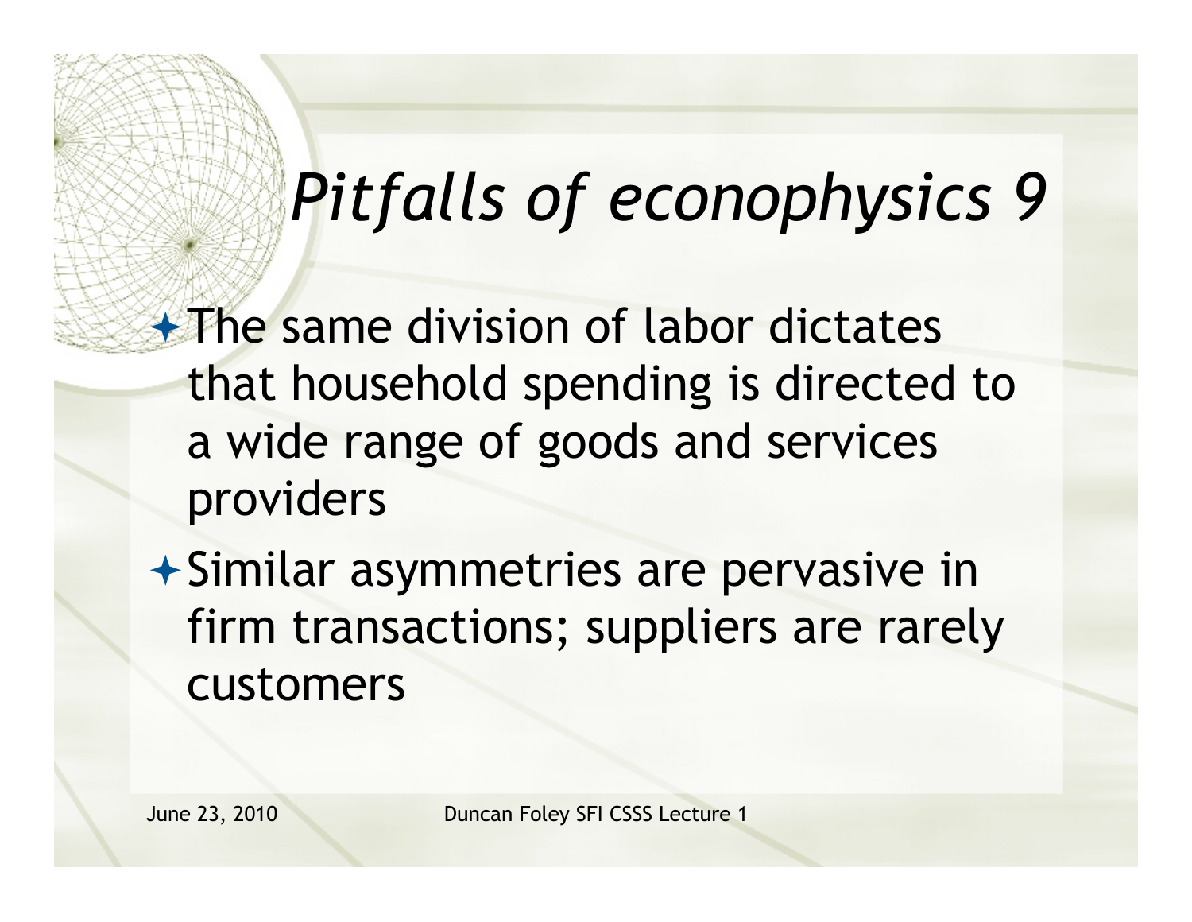# *Pitfalls of econophysics 9*

- The same division of labor dictates that household spending is directed to a wide range of goods and services providers
- Similar asymmetries are pervasive in firm transactions; suppliers are rarely customers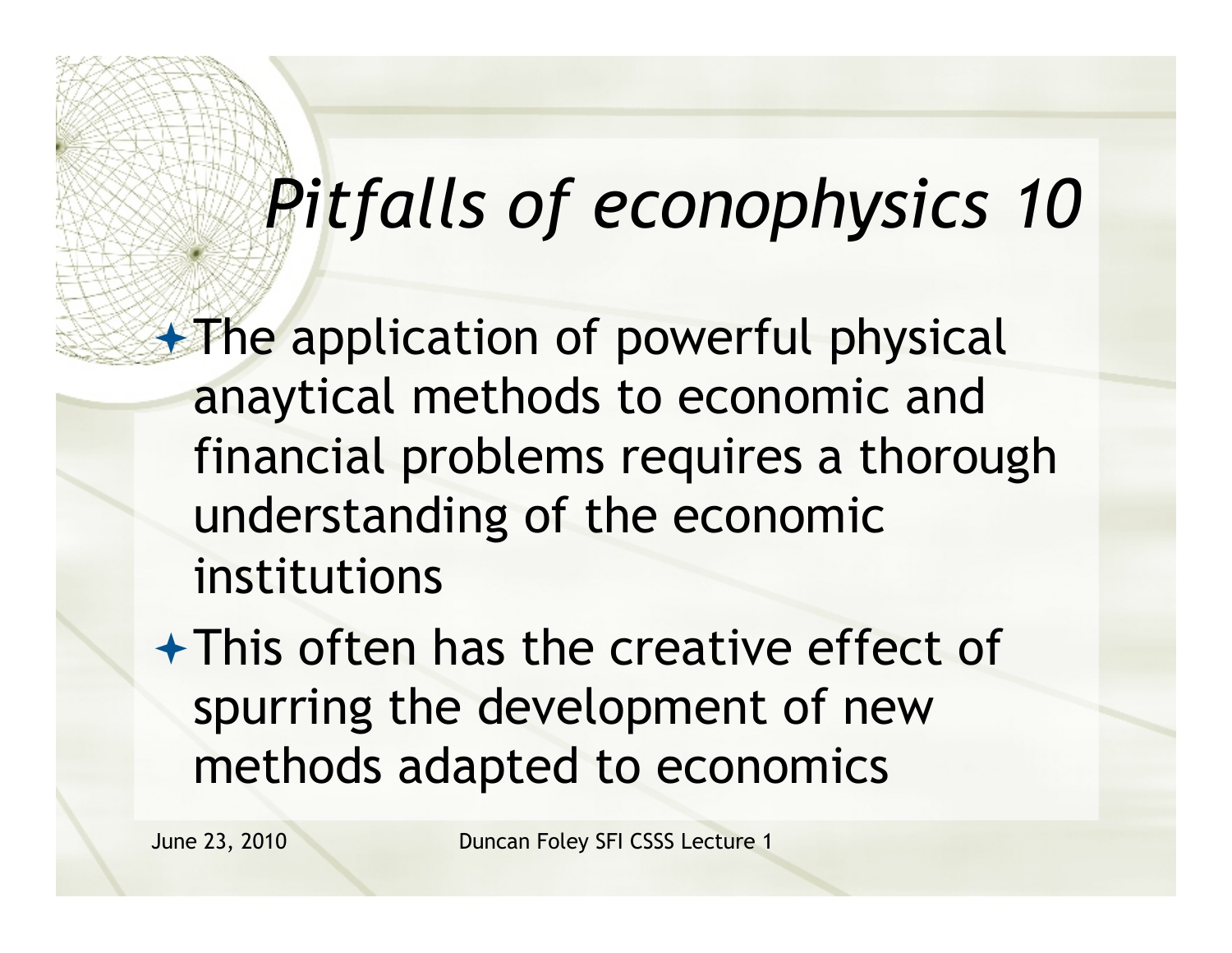# *Pitfalls of econophysics 10*

- The application of powerful physical anaytical methods to economic and financial problems requires a thorough understanding of the economic institutions
- This often has the creative effect of spurring the development of new methods adapted to economics